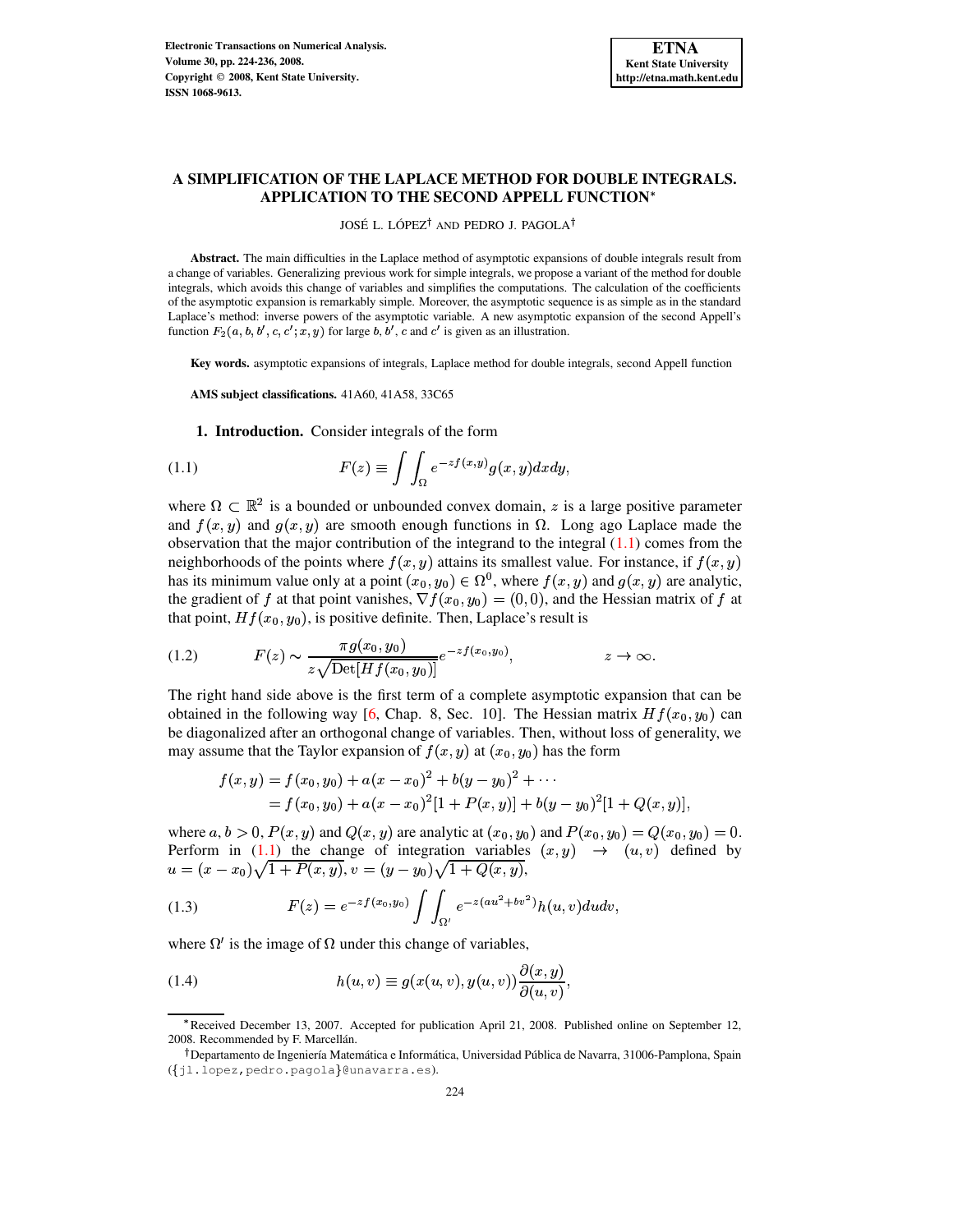# A SIMPLIFICATION OF THE LAPLACE METHOD FOR DOUBLE INTEGRALS. APPLICATION TO THE SECOND APPELL FUNCTION*

JOSÉ L. LÓPEZ† AND PEDRO J. PAGOLA†

**Abstract.** The main difficulties in the Laplace method of asymptotic expansions of double integrals result from a change of variables. Generalizing previous work for simple integrals, we propose a variant of the method for double integrals, which avoids this change of variables and simplifies the computations. The calculation of the coefficients of the asymptotic expansion is remarkably simple. Moreover, the asymptotic sequence is as simple as in the standard Laplace's method: inverse powers of the asymptotic variable. A new asymptotic expansion of the second Appell's function $F_2(a, b, b', c, c'; x, y)$ for large $b$, $b'$, $c$ and $c'$ is given as an illustration.

**Key words.** asymptotic expansions of integrals, Laplace method for double integrals, second Appell function

**AMS subject classifications.** 41A60, 41A58, 33C65

## 1. Introduction.

Consider integrals of the form

$$F(z) \equiv \int\int_{\Omega} e^{-zf(x,y)} g(x,y) dx dy, \tag{1.1}$$

where $\Omega \subset \mathbb{R}^2$ is a bounded or unbounded convex domain, $z$ is a large positive parameter and $f(x,y)$ and $g(x,y)$ are smooth enough functions in $\Omega$. Long ago Laplace made the observation that the major contribution of the integrand to the integral (1.1) comes from the neighborhoods of the points where $f(x,y)$ attains its smallest value. For instance, if $f(x,y)$ has its minimum value only at a point $(x_0,y_0) \in \Omega^0$, where $f(x,y)$ and $g(x,y)$ are analytic, the gradient of $f$ at that point vanishes, $\nabla f(x_0,y_0) = (0,0)$, and the Hessian matrix of $f$ at that point, $Hf(x_0,y_0)$, is positive definite. Then, Laplace's result is

$$F(z) \sim \frac{\pi g(x_0,y_0)}{z\sqrt{\text{Det}[Hf(x_0,y_0)]}} e^{-zf(x_0,y_0)}, \qquad z \to \infty. \tag{1.2}$$

The right hand side above is the first term of a complete asymptotic expansion that can be obtained in the following way [6, Chap. 8, Sec. 10]. The Hessian matrix $Hf(x_0,y_0)$ can be diagonalized after an orthogonal change of variables. Then, without loss of generality, we may assume that the Taylor expansion of $f(x,y)$ at $(x_0,y_0)$ has the form

$$\begin{aligned} f(x,y) &= f(x_0,y_0) + a(x-x_0)^2 + b(y-y_0)^2 + \cdots \\ &= f(x_0,y_0) + a(x-x_0)^2[1+P(x,y)] + b(y-y_0)^2[1+Q(x,y)], \end{aligned}$$

where $a, b > 0$, $P(x,y)$ and $Q(x,y)$ are analytic at $(x_0,y_0)$ and $P(x_0,y_0) = Q(x_0,y_0) = 0$. Perform in (1.1) the change of integration variables $(x,y) \to (u,v)$ defined by $u = (x-x_0)\sqrt{1+P(x,y)}$, $v = (y-y_0)\sqrt{1+Q(x,y)}$,

$$F(z) = e^{-zf(x_0,y_0)} \int\int_{\Omega'} e^{-z(au^2+bv^2)} h(u,v) du dv, \tag{1.3}$$

where $\Omega'$ is the image of $\Omega$ under this change of variables,

$$h(u,v) \equiv g(x(u,v), y(u,v)) \frac{\partial(x,y)}{\partial(u,v)}, \tag{1.4}$$

---

*Received December 13, 2007. Accepted for publication April 21, 2008. Published online on September 12, 2008. Recommended by F. Marcellán.

†Departamento de Ingeniería Matemática e Informática, Universidad Pública de Navarra, 31006-Pamplona, Spain ({jl.lopez,pedro.pagola}@unavarra.es).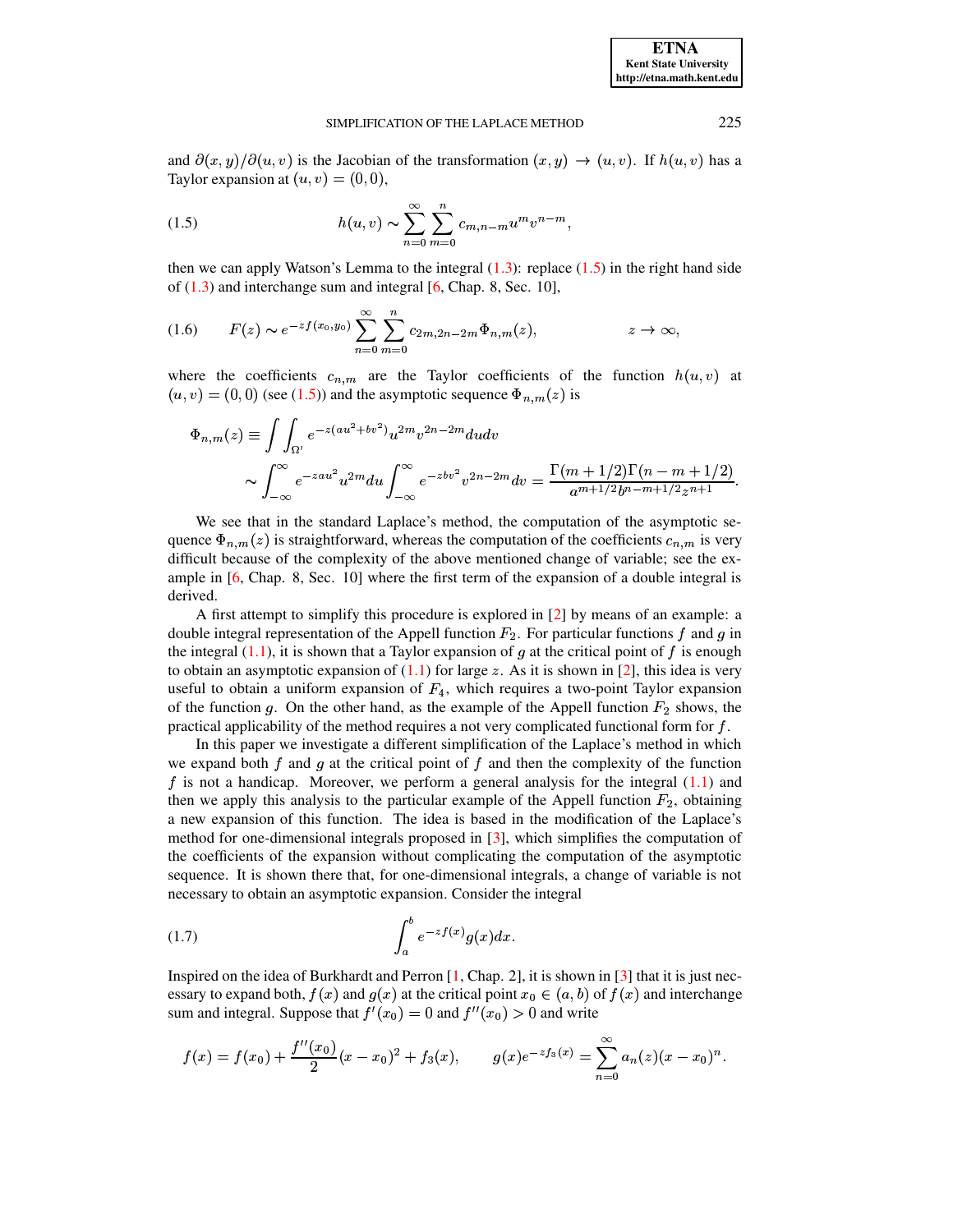and $\partial(x,y)/\partial(u,v)$ is the Jacobian of the transformation $(x,y) \to (u,v)$. If $h(u,v)$ has a Taylor expansion at $(u,v) = (0,0)$,

$$h(u,v) \sim \sum_{n=0}^{\infty} \sum_{m=0}^{n} c_{m,n-m} u^m v^{n-m}, \tag{1.5}$$

then we can apply Watson's Lemma to the integral (1.3): replace (1.5) in the right hand side of (1.3) and interchange sum and integral [6, Chap. 8, Sec. 10],

$$F(z) \sim e^{-zf(x_0,y_0)} \sum_{n=0}^{\infty} \sum_{m=0}^{n} c_{2m,2n-2m} \Phi_{n,m}(z), \qquad z \to \infty, \tag{1.6}$$

where the coefficients $c_{n,m}$ are the Taylor coefficients of the function $h(u,v)$ at $(u,v) = (0,0)$ (see (1.5)) and the asymptotic sequence $\Phi_{n,m}(z)$ is

$$\Phi_{n,m}(z) \equiv \int\int_{\Omega'} e^{-z(au^2+bv^2)} u^{2m} v^{2n-2m} du dv$$
$$\sim \int_{-\infty}^{\infty} e^{-zau^2} u^{2m} du \int_{-\infty}^{\infty} e^{-zbv^2} v^{2n-2m} dv = \frac{\Gamma(m+1/2)\Gamma(n-m+1/2)}{a^{m+1/2} b^{n-m+1/2} z^{n+1}}.$$

We see that in the standard Laplace's method, the computation of the asymptotic sequence $\Phi_{n,m}(z)$ is straightforward, whereas the computation of the coefficients $c_{n,m}$ is very difficult because of the complexity of the above mentioned change of variable; see the example in [6, Chap. 8, Sec. 10] where the first term of the expansion of a double integral is derived.

A first attempt to simplify this procedure is explored in [2] by means of an example: a double integral representation of the Appell function $F_2$. For particular functions $f$ and $g$ in the integral (1.1), it is shown that a Taylor expansion of $g$ at the critical point of $f$ is enough to obtain an asymptotic expansion of (1.1) for large $z$. As it is shown in [2], this idea is very useful to obtain a uniform expansion of $F_4$, which requires a two-point Taylor expansion of the function $g$. On the other hand, as the example of the Appell function $F_2$ shows, the practical applicability of the method requires a not very complicated functional form for $f$.

In this paper we investigate a different simplification of the Laplace's method in which we expand both $f$ and $g$ at the critical point of $f$ and then the complexity of the function $f$ is not a handicap. Moreover, we perform a general analysis for the integral (1.1) and then we apply this analysis to the particular example of the Appell function $F_2$, obtaining a new expansion of this function. The idea is based in the modification of the Laplace's method for one-dimensional integrals proposed in [3], which simplifies the computation of the coefficients of the expansion without complicating the computation of the asymptotic sequence. It is shown there that, for one-dimensional integrals, a change of variable is not necessary to obtain an asymptotic expansion. Consider the integral

$$\int_a^b e^{-zf(x)} g(x) dx. \tag{1.7}$$

Inspired on the idea of Burkhardt and Perron [1, Chap. 2], it is shown in [3] that it is just necessary to expand both, $f(x)$ and $g(x)$ at the critical point $x_0 \in (a,b)$ of $f(x)$ and interchange sum and integral. Suppose that $f'(x_0) = 0$ and $f''(x_0) > 0$ and write

$$f(x) = f(x_0) + \frac{f''(x_0)}{2}(x-x_0)^2 + f_3(x), \qquad g(x)e^{-zf_3(x)} = \sum_{n=0}^{\infty} a_n(z)(x-x_0)^n.$$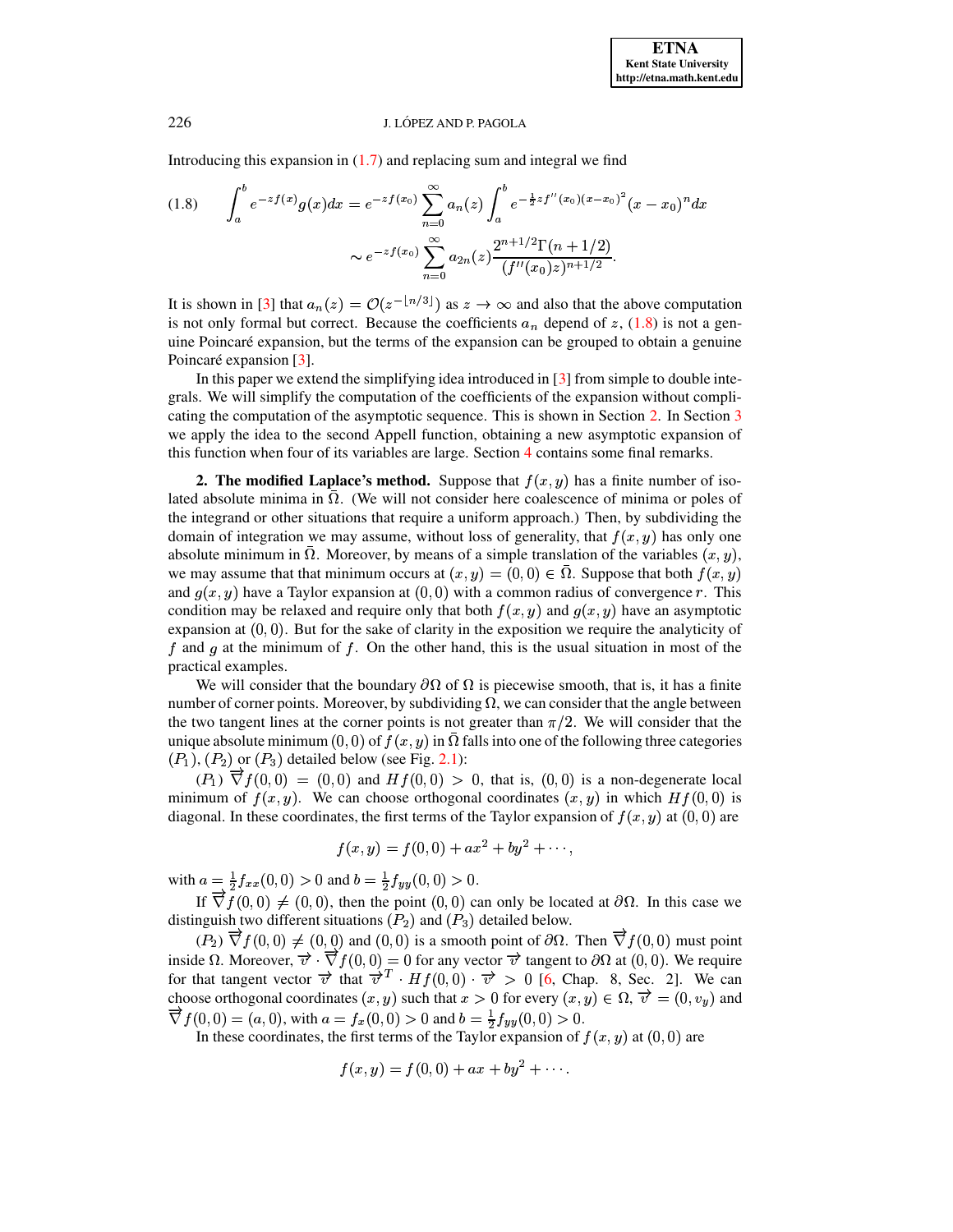Introducing this expansion in (1.7) and replacing sum and integral we find

$$
\begin{aligned}
(1.8)\qquad \int_a^b e^{-zf(x)}g(x)dx &= e^{-zf(x_0)}\sum_{n=0}^{\infty} a_n(z)\int_a^b e^{-\frac{1}{2}zf''(x_0)(x-x_0)^2}(x-x_0)^n dx \\
&\sim e^{-zf(x_0)}\sum_{n=0}^{\infty} a_{2n}(z)\frac{2^{n+1/2}\Gamma(n+1/2)}{(f''(x_0)z)^{n+1/2}}.
\end{aligned}
$$

It is shown in [3] that $a_n(z) = \mathcal{O}(z^{-\lfloor n/3 \rfloor})$ as $z \to \infty$ and also that the above computation is not only formal but correct. Because the coefficients $a_n$ depend of $z$, (1.8) is not a genuine Poincaré expansion, but the terms of the expansion can be grouped to obtain a genuine Poincaré expansion [3].

In this paper we extend the simplifying idea introduced in [3] from simple to double integrals. We will simplify the computation of the coefficients of the expansion without complicating the computation of the asymptotic sequence. This is shown in Section 2. In Section 3 we apply the idea to the second Appell function, obtaining a new asymptotic expansion of this function when four of its variables are large. Section 4 contains some final remarks.

**2. The modified Laplace's method.** Suppose that $f(x,y)$ has a finite number of isolated absolute minima in $\bar{\Omega}$. (We will not consider here coalescence of minima or poles of the integrand or other situations that require a uniform approach.) Then, by subdividing the domain of integration we may assume, without loss of generality, that $f(x,y)$ has only one absolute minimum in $\bar{\Omega}$. Moreover, by means of a simple translation of the variables $(x,y)$, we may assume that that minimum occurs at $(x,y) = (0,0) \in \bar{\Omega}$. Suppose that both $f(x,y)$ and $g(x,y)$ have a Taylor expansion at $(0,0)$ with a common radius of convergence $r$. This condition may be relaxed and require only that both $f(x,y)$ and $g(x,y)$ have an asymptotic expansion at $(0,0)$. But for the sake of clarity in the exposition we require the analyticity of $f$ and $g$ at the minimum of $f$. On the other hand, this is the usual situation in most of the practical examples.

We will consider that the boundary $\partial\Omega$ of $\Omega$ is piecewise smooth, that is, it has a finite number of corner points. Moreover, by subdividing $\Omega$, we can consider that the angle between the two tangent lines at the corner points is not greater than $\pi/2$. We will consider that the unique absolute minimum $(0,0)$ of $f(x,y)$ in $\bar{\Omega}$ falls into one of the following three categories $(P_1)$, $(P_2)$ or $(P_3)$ detailed below (see Fig. 2.1):

$(P_1)$ $\vec{\nabla} f(0,0) = (0,0)$ and $Hf(0,0) > 0$, that is, $(0,0)$ is a non-degenerate local minimum of $f(x,y)$. We can choose orthogonal coordinates $(x,y)$ in which $Hf(0,0)$ is diagonal. In these coordinates, the first terms of the Taylor expansion of $f(x,y)$ at $(0,0)$ are

$$
f(x,y) = f(0,0) + ax^2 + by^2 + \cdots,
$$

with $a = \frac{1}{2}f_{xx}(0,0) > 0$ and $b = \frac{1}{2}f_{yy}(0,0) > 0$.

If $\vec{\nabla} f(0,0) \neq (0,0)$, then the point $(0,0)$ can only be located at $\partial\Omega$. In this case we distinguish two different situations $(P_2)$ and $(P_3)$ detailed below.

$(P_2)$ $\vec{\nabla} f(0,0) \neq (0,0)$ and $(0,0)$ is a smooth point of $\partial\Omega$. Then $\vec{\nabla} f(0,0)$ must point inside $\Omega$. Moreover, $\vec{v} \cdot \vec{\nabla} f(0,0) = 0$ for any vector $\vec{v}$ tangent to $\partial\Omega$ at $(0,0)$. We require for that tangent vector $\vec{v}$ that $\vec{v}^T \cdot Hf(0,0) \cdot \vec{v} > 0$ [6, Chap. 8, Sec. 2]. We can choose orthogonal coordinates $(x,y)$ such that $x > 0$ for every $(x,y) \in \Omega$, $\vec{v} = (0, v_y)$ and $\vec{\nabla} f(0,0) = (a,0)$, with $a = f_x(0,0) > 0$ and $b = \frac{1}{2}f_{yy}(0,0) > 0$.

In these coordinates, the first terms of the Taylor expansion of $f(x,y)$ at $(0,0)$ are

$$
f(x,y) = f(0,0) + ax + by^2 + \cdots.
$$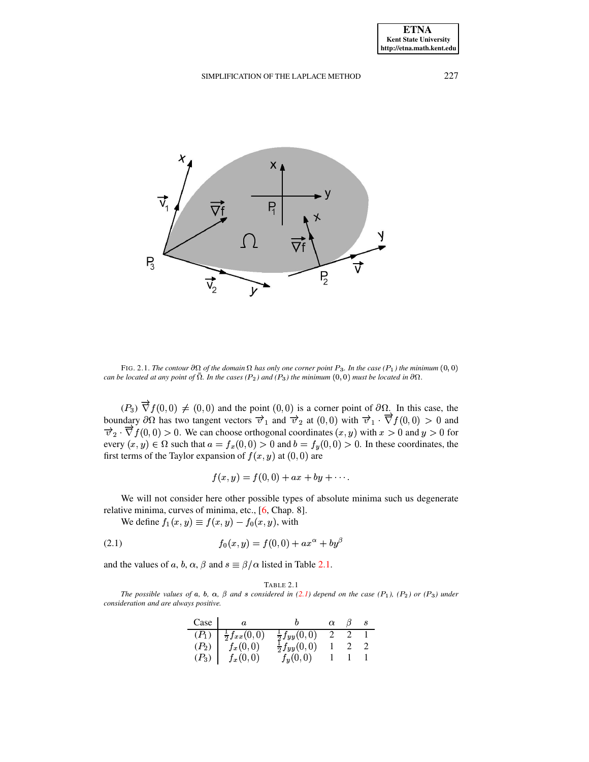FIG. 2.1. *The contour $\partial\Omega$ of the domain $\Omega$ has only one corner point $P_3$. In the case ($P_1$) the minimum $(0,0)$ can be located at any point of $\bar{\Omega}$. In the cases ($P_2$) and ($P_3$) the minimum $(0,0)$ must be located in $\partial\Omega$.*

($P_3$) $\vec{\nabla} f(0,0) \neq (0,0)$ and the point $(0,0)$ is a corner point of $\partial\Omega$. In this case, the boundary $\partial\Omega$ has two tangent vectors $\vec{v}_1$ and $\vec{v}_2$ at $(0,0)$ with $\vec{v}_1 \cdot \vec{\nabla} f(0,0) > 0$ and $\vec{v}_2 \cdot \vec{\nabla} f(0,0) > 0$. We can choose orthogonal coordinates $(x,y)$ with $x > 0$ and $y > 0$ for every $(x,y) \in \Omega$ such that $a = f_x(0,0) > 0$ and $b = f_y(0,0) > 0$. In these coordinates, the first terms of the Taylor expansion of $f(x,y)$ at $(0,0)$ are

$$f(x,y) = f(0,0) + ax + by + \cdots.$$

We will not consider here other possible types of absolute minima such us degenerate relative minima, curves of minima, etc., [6, Chap. 8].

We define $f_1(x,y) \equiv f(x,y) - f_0(x,y)$, with

$$f_0(x,y) = f(0,0) + ax^\alpha + by^\beta \tag{2.1}$$

and the values of $a$, $b$, $\alpha$, $\beta$ and $s \equiv \beta/\alpha$ listed in Table 2.1.

TABLE 2.1
*The possible values of $a$, $b$, $\alpha$, $\beta$ and $s$ considered in (2.1) depend on the case ($P_1$), ($P_2$) or ($P_3$) under consideration and are always positive.*

| Case | $a$ | $b$ | $\alpha$ | $\beta$ | $s$ |
|---|---|---|---|---|---|
| $(P_1)$ | $\frac{1}{2}f_{xx}(0,0)$ | $\frac{1}{2}f_{yy}(0,0)$ | 2 | 2 | 1 |
| $(P_2)$ | $f_x(0,0)$ | $\frac{1}{2}f_{yy}(0,0)$ | 1 | 2 | 2 |
| $(P_3)$ | $f_x(0,0)$ | $f_y(0,0)$ | 1 | 1 | 1 |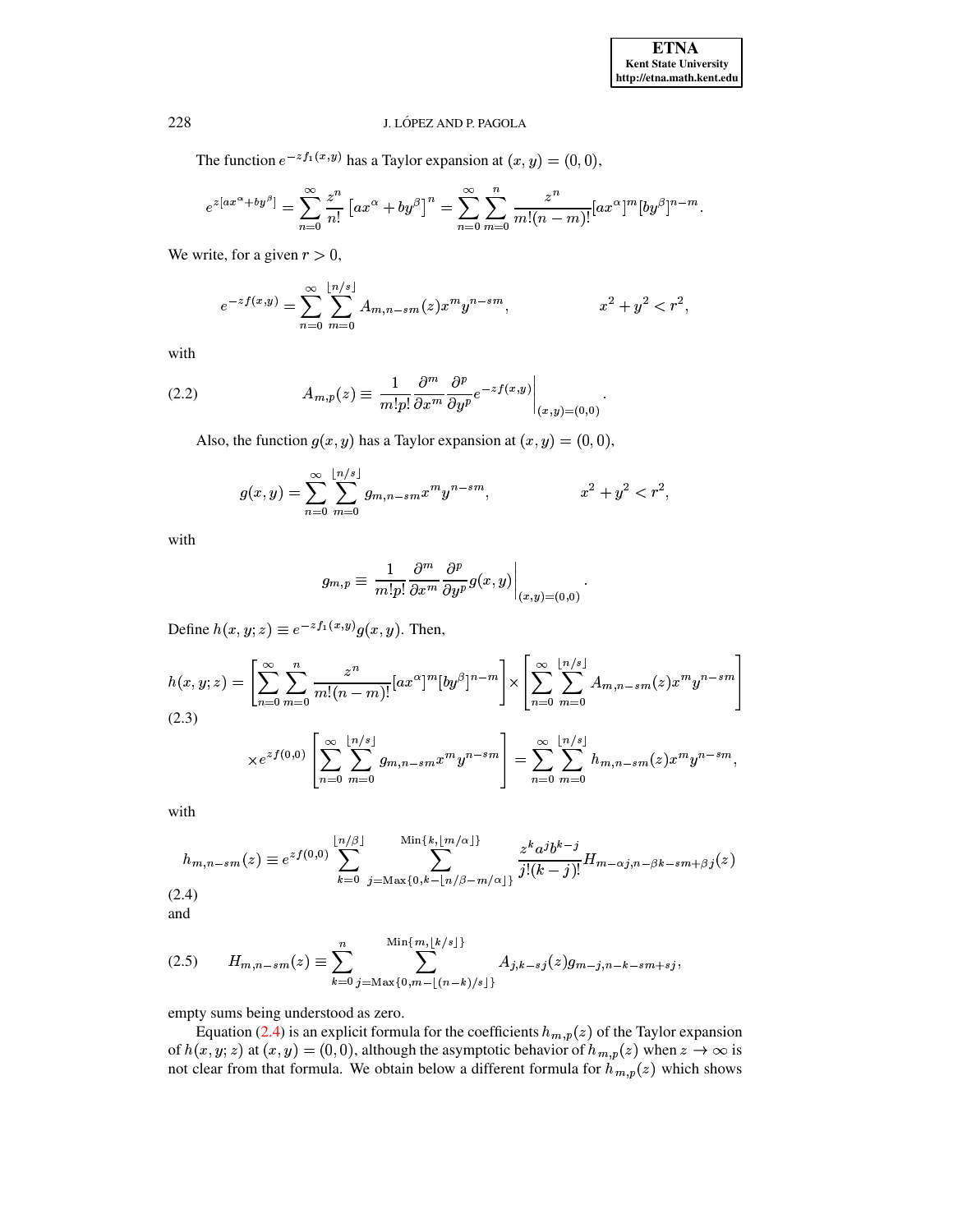The function $e^{-zf_1(x,y)}$ has a Taylor expansion at $(x,y)=(0,0)$,

$$e^{z[ax^\alpha+by^\beta]}=\sum_{n=0}^{\infty}\frac{z^n}{n!}\left[ax^\alpha+by^\beta\right]^n=\sum_{n=0}^{\infty}\sum_{m=0}^{n}\frac{z^n}{m!(n-m)!}[ax^\alpha]^m[by^\beta]^{n-m}.$$

We write, for a given $r>0$,

$$e^{-zf(x,y)}=\sum_{n=0}^{\infty}\sum_{m=0}^{\lfloor n/s\rfloor}A_{m,n-sm}(z)x^m y^{n-sm}, \qquad x^2+y^2<r^2,$$

with

$$A_{m,p}(z)\equiv\frac{1}{m!p!}\frac{\partial^m}{\partial x^m}\frac{\partial^p}{\partial y^p}e^{-zf(x,y)}\Big|_{(x,y)=(0,0)}. \tag{2.2}$$

Also, the function $g(x,y)$ has a Taylor expansion at $(x,y)=(0,0)$,

$$g(x,y)=\sum_{n=0}^{\infty}\sum_{m=0}^{\lfloor n/s\rfloor}g_{m,n-sm}x^m y^{n-sm}, \qquad x^2+y^2<r^2,$$

with

$$g_{m,p}\equiv\frac{1}{m!p!}\frac{\partial^m}{\partial x^m}\frac{\partial^p}{\partial y^p}g(x,y)\Big|_{(x,y)=(0,0)}.$$

Define $h(x,y;z)\equiv e^{-zf_1(x,y)}g(x,y)$. Then,

$$\begin{aligned}h(x,y;z)&=\left[\sum_{n=0}^{\infty}\sum_{m=0}^{n}\frac{z^n}{m!(n-m)!}[ax^\alpha]^m[by^\beta]^{n-m}\right]\times\left[\sum_{n=0}^{\infty}\sum_{m=0}^{\lfloor n/s\rfloor}A_{m,n-sm}(z)x^m y^{n-sm}\right]\\ &\times e^{zf(0,0)}\left[\sum_{n=0}^{\infty}\sum_{m=0}^{\lfloor n/s\rfloor}g_{m,n-sm}x^m y^{n-sm}\right]=\sum_{n=0}^{\infty}\sum_{m=0}^{\lfloor n/s\rfloor}h_{m,n-sm}(z)x^m y^{n-sm},\end{aligned} \tag{2.3}$$

with

$$h_{m,n-sm}(z)\equiv e^{zf(0,0)}\sum_{k=0}^{\lfloor n/\beta\rfloor}\sum_{j=\text{Max}\{0,k-\lfloor n/\beta-m/\alpha\rfloor\}}^{\text{Min}\{k,\lfloor m/\alpha\rfloor\}}\frac{z^k a^j b^{k-j}}{j!(k-j)!}H_{m-\alpha j,n-\beta k-sm+\beta j}(z) \tag{2.4}$$

and

$$H_{m,n-sm}(z)\equiv\sum_{k=0}^{n}\sum_{j=\text{Max}\{0,m-\lfloor(n-k)/s\rfloor\}}^{\text{Min}\{m,\lfloor k/s\rfloor\}}A_{j,k-sj}(z)g_{m-j,n-k-sm+sj}, \tag{2.5}$$

empty sums being understood as zero.

Equation (2.4) is an explicit formula for the coefficients $h_{m,p}(z)$ of the Taylor expansion of $h(x,y;z)$ at $(x,y)=(0,0)$, although the asymptotic behavior of $h_{m,p}(z)$ when $z\to\infty$ is not clear from that formula. We obtain below a different formula for $h_{m,p}(z)$ which shows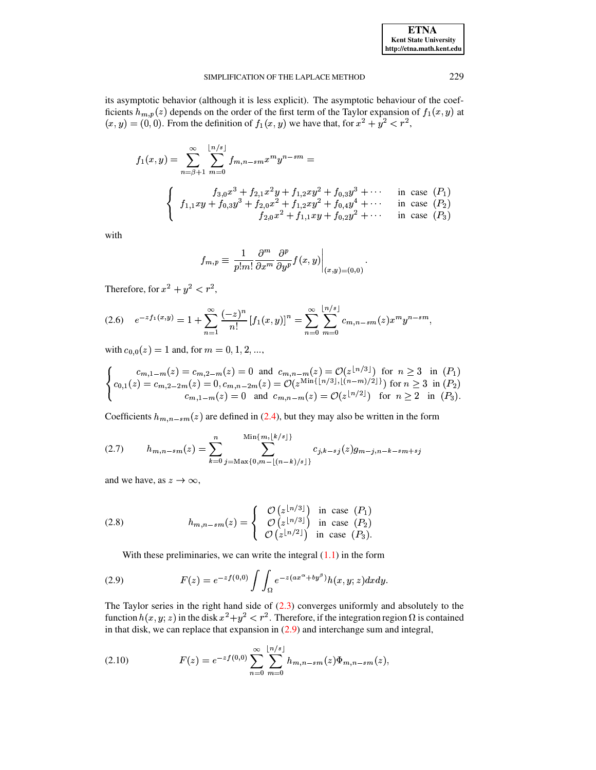its asymptotic behavior (although it is less explicit). The asymptotic behaviour of the coefficients $h_{m,p}(z)$ depends on the order of the first term of the Taylor expansion of $f_1(x,y)$ at $(x,y)=(0,0)$. From the definition of $f_1(x,y)$ we have that, for $x^2+y^2<r^2$,

$$
f_1(x,y)=\sum_{n=\beta+1}^{\infty}\sum_{m=0}^{\lfloor n/s\rfloor} f_{m,n-sm}x^m y^{n-sm}=
$$

$$
\left\{\begin{array}{rl}
f_{3,0}x^3+f_{2,1}x^2y+f_{1,2}xy^2+f_{0,3}y^3+\cdots & \text{in case } (P_1)\\
f_{1,1}xy+f_{0,3}y^3+f_{2,0}x^2+f_{1,2}xy^2+f_{0,4}y^4+\cdots & \text{in case } (P_2)\\
f_{2,0}x^2+f_{1,1}xy+f_{0,2}y^2+\cdots & \text{in case } (P_3)
\end{array}\right.
$$

with

$$
f_{m,p}\equiv\frac{1}{p!m!}\frac{\partial^m}{\partial x^m}\frac{\partial^p}{\partial y^p}f(x,y)\bigg|_{(x,y)=(0,0)}.
$$

Therefore, for $x^2+y^2<r^2$,

$$
e^{-zf_1(x,y)}=1+\sum_{n=1}^{\infty}\frac{(-z)^n}{n!}\left[f_1(x,y)\right]^n=\sum_{n=0}^{\infty}\sum_{m=0}^{\lfloor n/s\rfloor}c_{m,n-sm}(z)x^m y^{n-sm}, \tag{2.6}
$$

with $c_{0,0}(z)=1$ and, for $m=0,1,2,\ldots$,

$$
\left\{\begin{array}{l}
c_{m,1-m}(z)=c_{m,2-m}(z)=0 \ \text{ and } \ c_{m,n-m}(z)=\mathcal{O}(z^{\lfloor n/3\rfloor}) \ \text{ for } \ n\geq 3 \ \text{ in } (P_1)\\
c_{0,1}(z)=c_{m,2-2m}(z)=0, c_{m,n-2m}(z)=\mathcal{O}(z^{\mathrm{Min}\{\lfloor n/3\rfloor,\lfloor (n-m)/2\rfloor\}}) \text{ for } n\geq 3 \ \text{ in } (P_2)\\
c_{m,1-m}(z)=0 \ \text{ and } \ c_{m,n-m}(z)=\mathcal{O}(z^{\lfloor n/2\rfloor}) \ \text{ for } \ n\geq 2 \ \text{ in } (P_3).
\end{array}\right.
$$

Coefficients $h_{m,n-sm}(z)$ are defined in (2.4), but they may also be written in the form

$$
h_{m,n-sm}(z)=\sum_{k=0}^{n}\sum_{j=\mathrm{Max}\{0,m-\lfloor (n-k)/s\rfloor\}}^{\mathrm{Min}\{m,\lfloor k/s\rfloor\}} c_{j,k-sj}(z)g_{m-j,n-k-sm+sj} \tag{2.7}
$$

and we have, as $z\to\infty$,

$$
h_{m,n-sm}(z)=\left\{\begin{array}{ll}
\mathcal{O}\left(z^{\lfloor n/3\rfloor}\right) & \text{in case } (P_1)\\
\mathcal{O}\left(z^{\lfloor n/3\rfloor}\right) & \text{in case } (P_2)\\
\mathcal{O}\left(z^{\lfloor n/2\rfloor}\right) & \text{in case } (P_3).
\end{array}\right. \tag{2.8}
$$

With these preliminaries, we can write the integral (1.1) in the form

$$
F(z)=e^{-zf(0,0)}\int\int_{\Omega}e^{-z(ax^{\alpha}+by^{\beta})}h(x,y;z)dxdy. \tag{2.9}
$$

The Taylor series in the right hand side of (2.3) converges uniformly and absolutely to the function $h(x,y;z)$ in the disk $x^2+y^2<r^2$. Therefore, if the integration region $\Omega$ is contained in that disk, we can replace that expansion in (2.9) and interchange sum and integral,

$$
F(z)=e^{-zf(0,0)}\sum_{n=0}^{\infty}\sum_{m=0}^{\lfloor n/s\rfloor}h_{m,n-sm}(z)\Phi_{m,n-sm}(z), \tag{2.10}
$$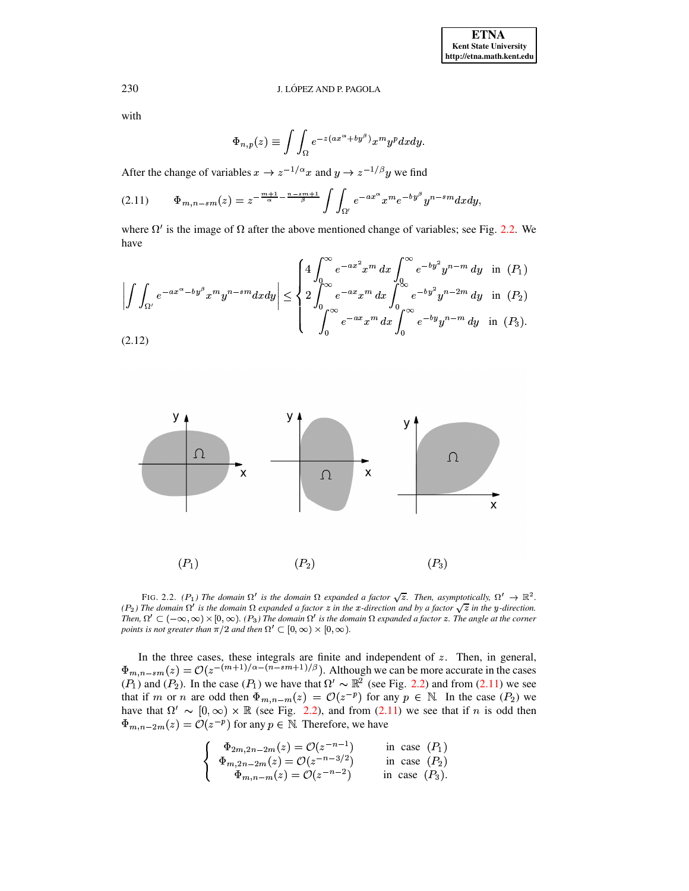with

$$\Phi_{n,p}(z) \equiv \int\int_{\Omega} e^{-z(ax^\alpha+by^\beta)} x^m y^p dxdy.$$

After the change of variables $x \to z^{-1/\alpha}x$ and $y \to z^{-1/\beta}y$ we find

$$\Phi_{m,n-sm}(z) = z^{-\frac{m+1}{\alpha}-\frac{n-sm+1}{\beta}} \int\int_{\Omega'} e^{-ax^\alpha} x^m e^{-by^\beta} y^{n-sm} dxdy, \tag{2.11}$$

where $\Omega'$ is the image of $\Omega$ after the above mentioned change of variables; see Fig. 2.2. We have

$$\left|\int\int_{\Omega'} e^{-ax^\alpha-by^\beta} x^m y^{n-sm} dxdy\right| \le \begin{cases} 4\displaystyle\int_0^\infty e^{-ax^2}x^m\,dx \int_0^\infty e^{-by^2}y^{n-m}\,dy & \text{in } (P_1) \\ 2\displaystyle\int_0^\infty e^{-ax}x^m\,dx \int_0^\infty e^{-by^2}y^{n-2m}\,dy & \text{in } (P_2) \\ \displaystyle\int_0^\infty e^{-ax}x^m\,dx \int_0^\infty e^{-by}y^{n-m}\,dy & \text{in } (P_3). \end{cases} \tag{2.12}$$

$(P_1)$ $(P_2)$ $(P_3)$

FIG. 2.2. *$(P_1)$ The domain $\Omega'$ is the domain $\Omega$ expanded a factor $\sqrt{z}$. Then, asymptotically, $\Omega' \to \mathbb{R}^2$. $(P_2)$ The domain $\Omega'$ is the domain $\Omega$ expanded a factor $z$ in the $x$-direction and by a factor $\sqrt{z}$ in the $y$-direction. Then, $\Omega' \subset (-\infty,\infty)\times[0,\infty)$. $(P_3)$ The domain $\Omega'$ is the domain $\Omega$ expanded a factor $z$. The angle at the corner points is not greater than $\pi/2$ and then $\Omega' \subset [0,\infty)\times[0,\infty)$.*

In the three cases, these integrals are finite and independent of $z$. Then, in general, $\Phi_{m,n-sm}(z) = \mathcal{O}(z^{-(m+1)/\alpha-(n-sm+1)/\beta})$. Although we can be more accurate in the cases $(P_1)$ and $(P_2)$. In the case $(P_1)$ we have that $\Omega' \sim \mathbb{R}^2$ (see Fig. 2.2) and from (2.11) we see that if $m$ or $n$ are odd then $\Phi_{m,n-m}(z) = \mathcal{O}(z^{-p})$ for any $p \in \mathbb{N}$. In the case $(P_2)$ we have that $\Omega' \sim [0,\infty)\times\mathbb{R}$ (see Fig. 2.2), and from (2.11) we see that if $n$ is odd then $\Phi_{m,n-2m}(z) = \mathcal{O}(z^{-p})$ for any $p \in \mathbb{N}$. Therefore, we have

$$\begin{cases} \Phi_{2m,2n-2m}(z) = \mathcal{O}(z^{-n-1}) & \text{in case } (P_1) \\ \Phi_{m,2n-2m}(z) = \mathcal{O}(z^{-n-3/2}) & \text{in case } (P_2) \\ \Phi_{m,n-m}(z) = \mathcal{O}(z^{-n-2}) & \text{in case } (P_3). \end{cases}$$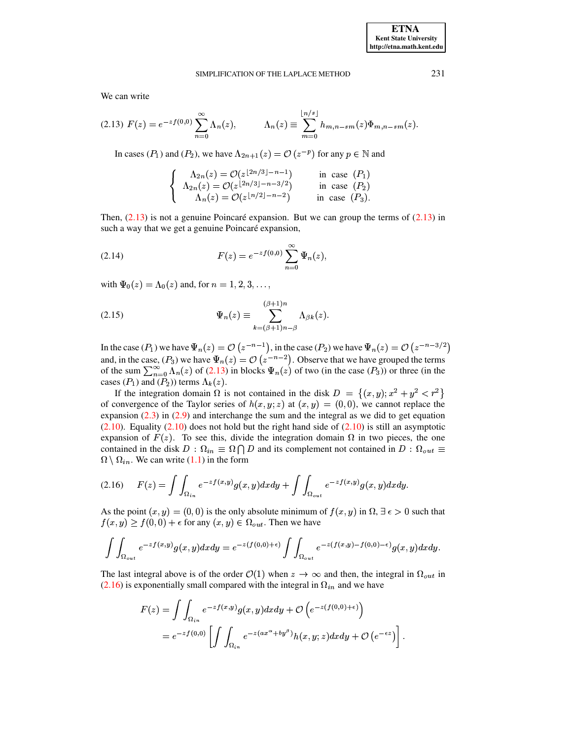We can write

$$\text{(2.13)}\quad F(z)=e^{-zf(0,0)}\sum_{n=0}^{\infty}\Lambda_n(z), \qquad \Lambda_n(z)\equiv\sum_{m=0}^{\lfloor n/s\rfloor}h_{m,n-sm}(z)\Phi_{m,n-sm}(z).$$

In cases $(P_1)$ and $(P_2)$, we have $\Lambda_{2n+1}(z)=\mathcal{O}\left(z^{-p}\right)$ for any $p\in\mathbb{N}$ and

$$\begin{cases} \Lambda_{2n}(z)=\mathcal{O}(z^{\lfloor 2n/3\rfloor-n-1}) & \text{in case } (P_1)\\ \Lambda_{2n}(z)=\mathcal{O}(z^{\lfloor 2n/3\rfloor-n-3/2}) & \text{in case } (P_2)\\ \Lambda_{n}(z)=\mathcal{O}(z^{\lfloor n/2\rfloor-n-2}) & \text{in case } (P_3). \end{cases}$$

Then, (2.13) is not a genuine Poincaré expansion. But we can group the terms of (2.13) in such a way that we get a genuine Poincaré expansion,

$$\text{(2.14)}\qquad F(z)=e^{-zf(0,0)}\sum_{n=0}^{\infty}\Psi_n(z),$$

with $\Psi_0(z)=\Lambda_0(z)$ and, for $n=1,2,3,\ldots,$

$$\text{(2.15)}\qquad \Psi_n(z)\equiv\sum_{k=(\beta+1)n-\beta}^{(\beta+1)n}\Lambda_{\beta k}(z).$$

In the case $(P_1)$ we have $\Psi_n(z)=\mathcal{O}\left(z^{-n-1}\right)$, in the case $(P_2)$ we have $\Psi_n(z)=\mathcal{O}\left(z^{-n-3/2}\right)$ and, in the case, $(P_3)$ we have $\Psi_n(z)=\mathcal{O}\left(z^{-n-2}\right)$. Observe that we have grouped the terms of the sum $\sum_{n=0}^{\infty}\Lambda_n(z)$ of (2.13) in blocks $\Psi_n(z)$ of two (in the case $(P_3)$) or three (in the cases $(P_1)$ and $(P_2)$) terms $\Lambda_k(z)$.

If the integration domain $\Omega$ is not contained in the disk $D=\left\{(x,y);x^2+y^2<r^2\right\}$ of convergence of the Taylor series of $h(x,y;z)$ at $(x,y)=(0,0)$, we cannot replace the expansion (2.3) in (2.9) and interchange the sum and the integral as we did to get equation (2.10). Equality (2.10) does not hold but the right hand side of (2.10) is still an asymptotic expansion of $F(z)$. To see this, divide the integration domain $\Omega$ in two pieces, the one contained in the disk $D$ : $\Omega_{in}\equiv\Omega\bigcap D$ and its complement not contained in $D$ : $\Omega_{out}\equiv\Omega\setminus\Omega_{in}$. We can write (1.1) in the form

$$\text{(2.16)}\quad F(z)=\int\int_{\Omega_{in}}e^{-zf(x,y)}g(x,y)dxdy+\int\int_{\Omega_{out}}e^{-zf(x,y)}g(x,y)dxdy.$$

As the point $(x,y)=(0,0)$ is the only absolute minimum of $f(x,y)$ in $\Omega$, $\exists\,\epsilon>0$ such that $f(x,y)\geq f(0,0)+\epsilon$ for any $(x,y)\in\Omega_{out}$. Then we have

$$\int\int_{\Omega_{out}}e^{-zf(x,y)}g(x,y)dxdy=e^{-z(f(0,0)+\epsilon)}\int\int_{\Omega_{out}}e^{-z(f(x,y)-f(0,0)-\epsilon)}g(x,y)dxdy.$$

The last integral above is of the order $\mathcal{O}(1)$ when $z\to\infty$ and then, the integral in $\Omega_{out}$ in (2.16) is exponentially small compared with the integral in $\Omega_{in}$ and we have

$$\begin{aligned} F(z)&=\int\int_{\Omega_{in}}e^{-zf(x,y)}g(x,y)dxdy+\mathcal{O}\left(e^{-z(f(0,0)+\epsilon)}\right)\\ &=e^{-zf(0,0)}\left[\int\int_{\Omega_{in}}e^{-z(ax^\alpha+by^\beta)}h(x,y;z)dxdy+\mathcal{O}\left(e^{-\epsilon z}\right)\right]. \end{aligned}$$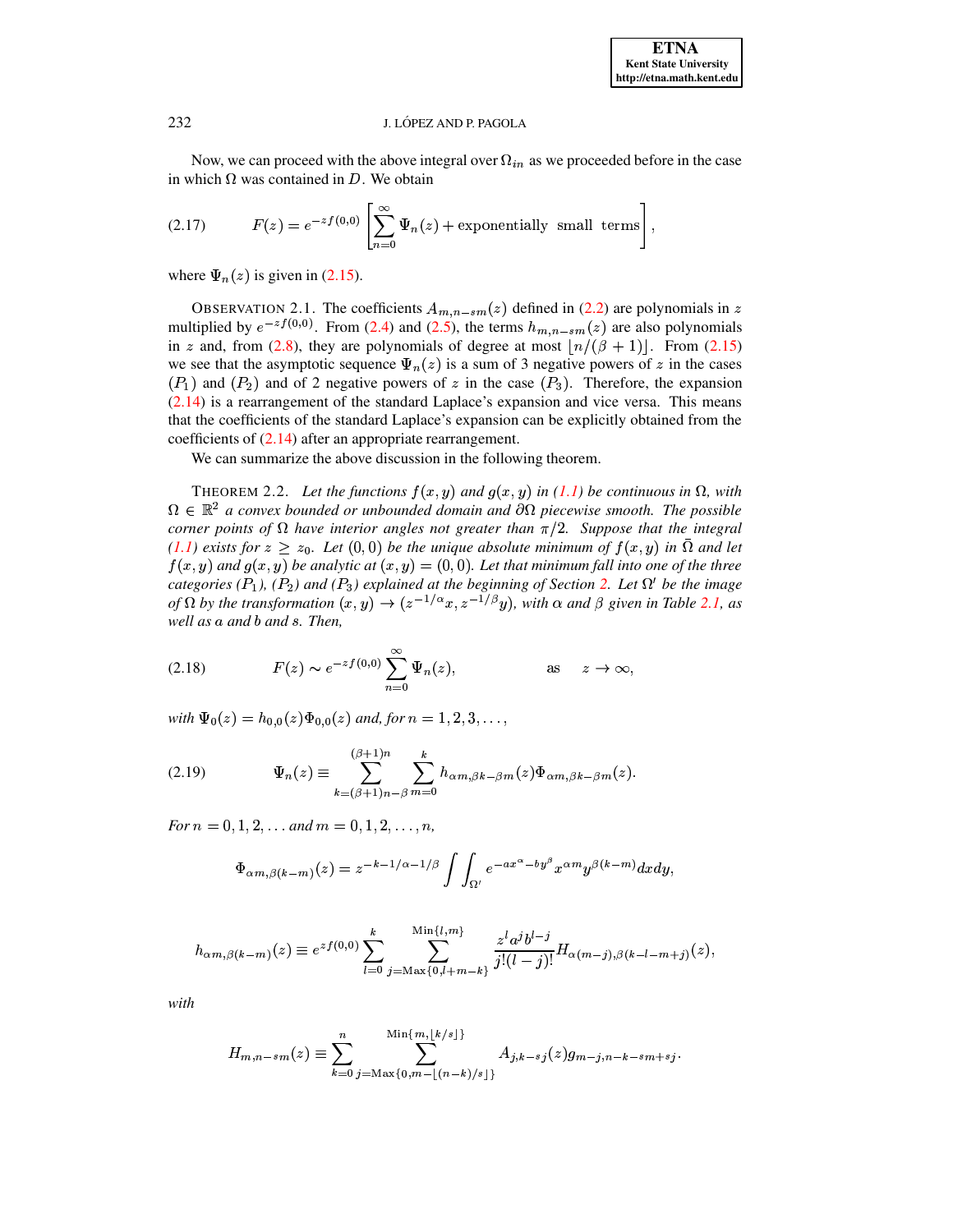Now, we can proceed with the above integral over $\Omega_{in}$ as we proceeded before in the case in which $\Omega$ was contained in $D$. We obtain

$$F(z) = e^{-zf(0,0)} \left[ \sum_{n=0}^{\infty} \Psi_n(z) + \text{exponentially small terms} \right], \tag{2.17}$$

where $\Psi_n(z)$ is given in (2.15).

OBSERVATION 2.1. The coefficients $A_{m,n-sm}(z)$ defined in (2.2) are polynomials in $z$ multiplied by $e^{-zf(0,0)}$. From (2.4) and (2.5), the terms $h_{m,n-sm}(z)$ are also polynomials in $z$ and, from (2.8), they are polynomials of degree at most $\lfloor n/(\beta+1) \rfloor$. From (2.15) we see that the asymptotic sequence $\Psi_n(z)$ is a sum of 3 negative powers of $z$ in the cases $(P_1)$ and $(P_2)$ and of 2 negative powers of $z$ in the case $(P_3)$. Therefore, the expansion (2.14) is a rearrangement of the standard Laplace's expansion and vice versa. This means that the coefficients of the standard Laplace's expansion can be explicitly obtained from the coefficients of (2.14) after an appropriate rearrangement.

We can summarize the above discussion in the following theorem.

THEOREM 2.2. *Let the functions $f(x,y)$ and $g(x,y)$ in (1.1) be continuous in $\Omega$, with $\Omega \in \mathbb{R}^2$ a convex bounded or unbounded domain and $\partial\Omega$ piecewise smooth. The possible corner points of $\Omega$ have interior angles not greater than $\pi/2$. Suppose that the integral (1.1) exists for $z \geq z_0$. Let $(0,0)$ be the unique absolute minimum of $f(x,y)$ in $\bar{\Omega}$ and let $f(x,y)$ and $g(x,y)$ be analytic at $(x,y) = (0,0)$. Let that minimum fall into one of the three categories $(P_1)$, $(P_2)$ and $(P_3)$ explained at the beginning of Section 2. Let $\Omega'$ be the image of $\Omega$ by the transformation $(x,y) \to (z^{-1/\alpha}x, z^{-1/\beta}y)$, with $\alpha$ and $\beta$ given in Table 2.1, as well as $a$ and $b$ and $s$. Then,*

$$F(z) \sim e^{-zf(0,0)} \sum_{n=0}^{\infty} \Psi_n(z), \qquad \text{as} \quad z \to \infty, \tag{2.18}$$

*with $\Psi_0(z) = h_{0,0}(z)\Phi_{0,0}(z)$ and, for $n = 1, 2, 3, \ldots,$*

$$\Psi_n(z) \equiv \sum_{k=(\beta+1)n-\beta}^{(\beta+1)n} \sum_{m=0}^{k} h_{\alpha m, \beta k - \beta m}(z) \Phi_{\alpha m, \beta k - \beta m}(z). \tag{2.19}$$

*For $n = 0, 1, 2, \ldots$ and $m = 0, 1, 2, \ldots, n$,*

$$\Phi_{\alpha m, \beta(k-m)}(z) = z^{-k-1/\alpha-1/\beta} \int\int_{\Omega'} e^{-ax^\alpha - by^\beta} x^{\alpha m} y^{\beta(k-m)} dx dy,$$

$$h_{\alpha m, \beta(k-m)}(z) \equiv e^{zf(0,0)} \sum_{l=0}^{k} \sum_{j=\text{Max}\{0, l+m-k\}}^{\text{Min}\{l,m\}} \frac{z^l a^j b^{l-j}}{j!(l-j)!} H_{\alpha(m-j), \beta(k-l-m+j)}(z),$$

*with*

$$H_{m,n-sm}(z) \equiv \sum_{k=0}^{n} \sum_{j=\text{Max}\{0, m-\lfloor (n-k)/s \rfloor\}}^{\text{Min}\{m, \lfloor k/s \rfloor\}} A_{j,k-sj}(z) g_{m-j, n-k-sm+sj}.$$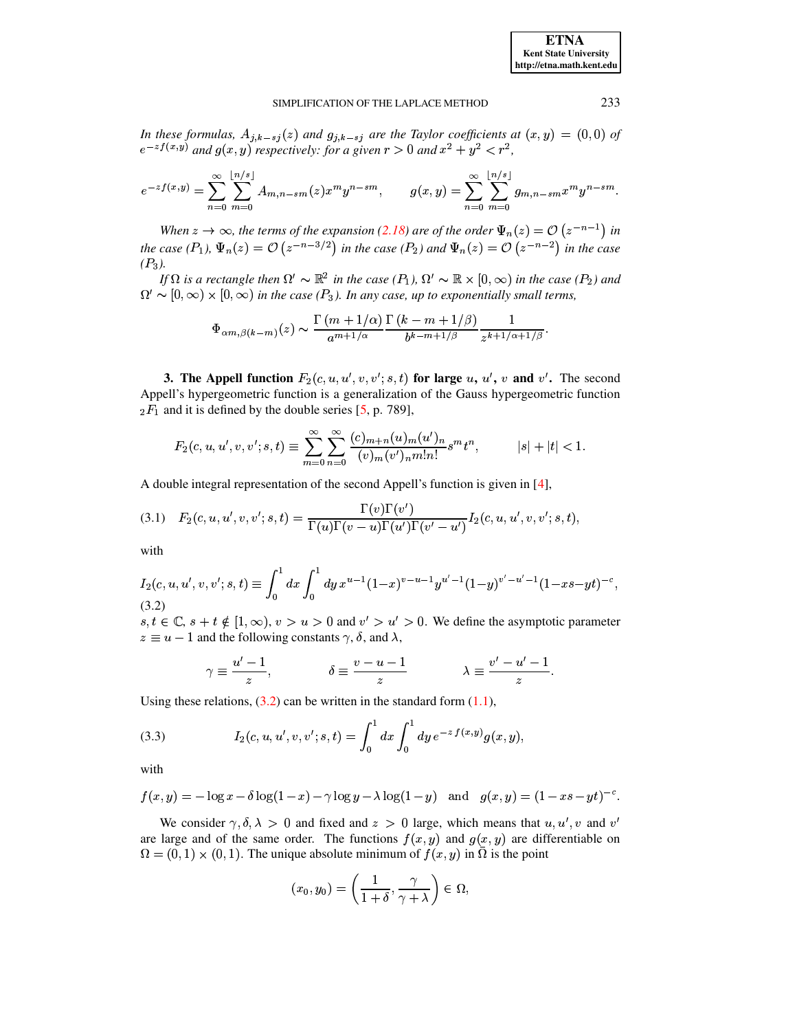*In these formulas, $A_{j,k-sj}(z)$ and $g_{j,k-sj}$ are the Taylor coefficients at $(x,y)=(0,0)$ of $e^{-zf(x,y)}$ and $g(x,y)$ respectively: for a given $r>0$ and $x^2+y^2<r^2$,*

$$e^{-zf(x,y)} = \sum_{n=0}^{\infty}\sum_{m=0}^{\lfloor n/s\rfloor} A_{m,n-sm}(z)x^m y^{n-sm}, \qquad g(x,y) = \sum_{n=0}^{\infty}\sum_{m=0}^{\lfloor n/s\rfloor} g_{m,n-sm}x^m y^{n-sm}.$$

*When $z\to\infty$, the terms of the expansion (2.18) are of the order $\Psi_n(z) = \mathcal{O}\left(z^{-n-1}\right)$ in the case $(P_1)$, $\Psi_n(z) = \mathcal{O}\left(z^{-n-3/2}\right)$ in the case $(P_2)$ and $\Psi_n(z) = \mathcal{O}\left(z^{-n-2}\right)$ in the case $(P_3)$.*

*If $\Omega$ is a rectangle then $\Omega' \sim \mathbb{R}^2$ in the case $(P_1)$, $\Omega' \sim \mathbb{R}\times[0,\infty)$ in the case $(P_2)$ and $\Omega' \sim [0,\infty)\times[0,\infty)$ in the case $(P_3)$. In any case, up to exponentially small terms,*

$$\Phi_{\alpha m,\beta(k-m)}(z) \sim \frac{\Gamma\left(m+1/\alpha\right)}{a^{m+1/\alpha}}\frac{\Gamma\left(k-m+1/\beta\right)}{b^{k-m+1/\beta}}\frac{1}{z^{k+1/\alpha+1/\beta}}.$$

## 3. The Appell function $F_2(c,u,u',v,v';s,t)$ for large $u$, $u'$, $v$ and $v'$.

The second Appell's hypergeometric function is a generalization of the Gauss hypergeometric function ${}_2F_1$ and it is defined by the double series [5, p. 789],

$$F_2(c,u,u',v,v';s,t) \equiv \sum_{m=0}^{\infty}\sum_{n=0}^{\infty}\frac{(c)_{m+n}(u)_m(u')_n}{(v)_m(v')_n m!n!}s^m t^n, \qquad |s|+|t|<1.$$

A double integral representation of the second Appell's function is given in [4],

$$F_2(c,u,u',v,v';s,t) = \frac{\Gamma(v)\Gamma(v')}{\Gamma(u)\Gamma(v-u)\Gamma(u')\Gamma(v'-u')}I_2(c,u,u',v,v';s,t), \tag{3.1}$$

with

$$I_2(c,u,u',v,v';s,t) \equiv \int_0^1 dx\int_0^1 dy\, x^{u-1}(1-x)^{v-u-1}y^{u'-1}(1-y)^{v'-u'-1}(1-xs-yt)^{-c}, \tag{3.2}$$

$s,t\in\mathbb{C}$, $s+t\notin[1,\infty)$, $v>u>0$ and $v'>u'>0$. We define the asymptotic parameter $z\equiv u-1$ and the following constants $\gamma$, $\delta$, and $\lambda$,

$$\gamma \equiv \frac{u'-1}{z}, \qquad \delta \equiv \frac{v-u-1}{z} \qquad \lambda \equiv \frac{v'-u'-1}{z}.$$

Using these relations, (3.2) can be written in the standard form (1.1),

$$I_2(c,u,u',v,v';s,t) = \int_0^1 dx\int_0^1 dy\, e^{-z\,f(x,y)}g(x,y), \tag{3.3}$$

with

$$f(x,y) = -\log x - \delta\log(1-x) - \gamma\log y - \lambda\log(1-y) \quad \text{and} \quad g(x,y) = (1-xs-yt)^{-c}.$$

We consider $\gamma,\delta,\lambda>0$ and fixed and $z>0$ large, which means that $u,u',v$ and $v'$ are large and of the same order. The functions $f(x,y)$ and $g(x,y)$ are differentiable on $\Omega=(0,1)\times(0,1)$. The unique absolute minimum of $f(x,y)$ in $\bar{\Omega}$ is the point

$$(x_0,y_0) = \left(\frac{1}{1+\delta},\frac{\gamma}{\gamma+\lambda}\right)\in\Omega,$$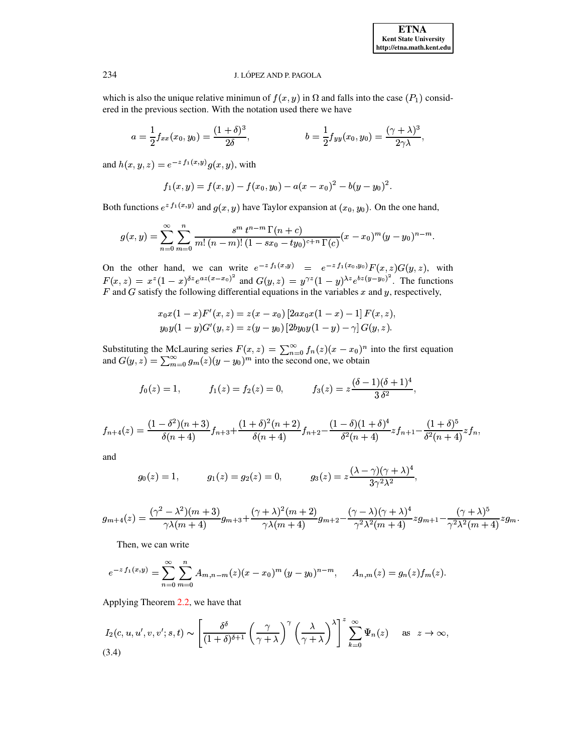which is also the unique relative minimun of $f(x,y)$ in $\Omega$ and falls into the case $(P_1)$ considered in the previous section. With the notation used there we have

$$a = \frac{1}{2} f_{xx}(x_0, y_0) = \frac{(1+\delta)^3}{2\delta}, \qquad\qquad b = \frac{1}{2} f_{yy}(x_0, y_0) = \frac{(\gamma+\lambda)^3}{2\gamma\lambda},$$

and $h(x,y,z) = e^{-z\, f_1(x,y)} g(x,y)$, with

$$f_1(x,y) = f(x,y) - f(x_0,y_0) - a(x-x_0)^2 - b(y-y_0)^2.$$

Both functions $e^{z\, f_1(x,y)}$ and $g(x,y)$ have Taylor expansion at $(x_0, y_0)$. On the one hand,

$$g(x,y) = \sum_{n=0}^{\infty} \sum_{m=0}^{n} \frac{s^m\, t^{n-m}\, \Gamma(n+c)}{m!\, (n-m)!\, (1 - sx_0 - ty_0)^{c+n}\, \Gamma(c)} (x-x_0)^m (y-y_0)^{n-m}.$$

On the other hand, we can write $e^{-z\, f_1(x,y)} = e^{-z\, f_1(x_0,y_0)} F(x,z) G(y,z)$, with $F(x,z) = x^z (1-x)^{\delta z} e^{az(x-x_0)^2}$ and $G(y,z) = y^{\gamma z}(1-y)^{\lambda z} e^{bz(y-y_0)^2}$. The functions $F$ and $G$ satisfy the following differential equations in the variables $x$ and $y$, respectively,

$$x_0 x(1-x) F'(x,z) = z(x-x_0)\left[2ax_0 x(1-x) - 1\right] F(x,z),$$
$$y_0 y(1-y) G'(y,z) = z(y-y_0)\left[2by_0 y(1-y) - \gamma\right] G(y,z).$$

Substituting the McLauring series $F(x,z) = \sum_{n=0}^{\infty} f_n(z)(x-x_0)^n$ into the first equation and $G(y,z) = \sum_{m=0}^{\infty} g_m(z)(y-y_0)^m$ into the second one, we obtain

$$f_0(z) = 1, \qquad f_1(z) = f_2(z) = 0, \qquad f_3(z) = z\frac{(\delta-1)(\delta+1)^4}{3\,\delta^2},$$

$$f_{n+4}(z) = \frac{(1-\delta^2)(n+3)}{\delta(n+4)} f_{n+3} + \frac{(1+\delta)^2(n+2)}{\delta(n+4)} f_{n+2} - \frac{(1-\delta)(1+\delta)^4}{\delta^2(n+4)} z f_{n+1} - \frac{(1+\delta)^5}{\delta^2(n+4)} z f_n,$$

and

$$g_0(z) = 1, \qquad g_1(z) = g_2(z) = 0, \qquad g_3(z) = z\frac{(\lambda-\gamma)(\gamma+\lambda)^4}{3\gamma^2\lambda^2},$$

$$g_{m+4}(z) = \frac{(\gamma^2-\lambda^2)(m+3)}{\gamma\lambda(m+4)} g_{m+3} + \frac{(\gamma+\lambda)^2(m+2)}{\gamma\lambda(m+4)} g_{m+2} - \frac{(\gamma-\lambda)(\gamma+\lambda)^4}{\gamma^2\lambda^2(m+4)} z g_{m+1} - \frac{(\gamma+\lambda)^5}{\gamma^2\lambda^2(m+4)} z g_m.$$

Then, we can write

$$e^{-z\, f_1(x,y)} = \sum_{n=0}^{\infty} \sum_{m=0}^{n} A_{m,n-m}(z)(x-x_0)^m\, (y-y_0)^{n-m}, \qquad A_{n,m}(z) = g_n(z) f_m(z).$$

Applying Theorem 2.2, we have that

$$I_2(c,u,u',v,v';s,t) \sim \left[\frac{\delta^\delta}{(1+\delta)^{\delta+1}} \left(\frac{\gamma}{\gamma+\lambda}\right)^{\gamma} \left(\frac{\lambda}{\gamma+\lambda}\right)^{\lambda}\right]^z \sum_{k=0}^{\infty} \Psi_n(z) \quad \text{ as } \; z \to \infty, \tag{3.4}$$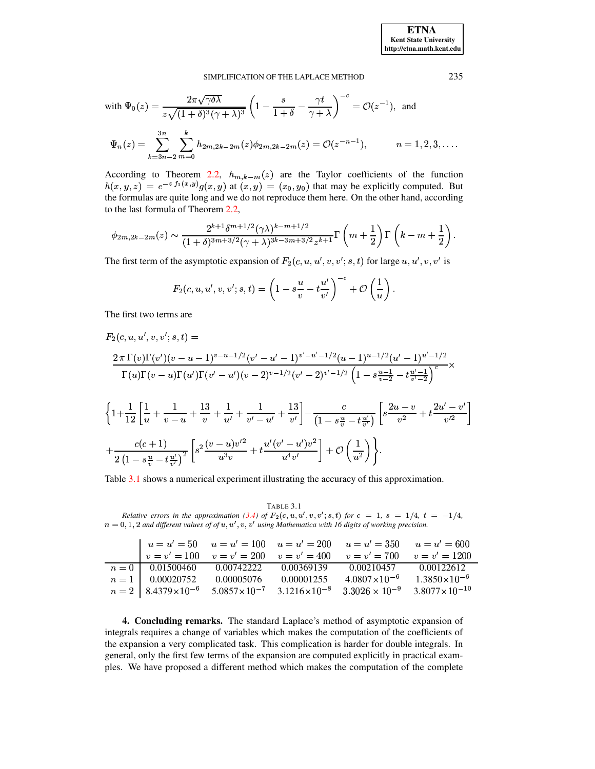with $\Psi_0(z) = \dfrac{2\pi\sqrt{\gamma\delta\lambda}}{z\sqrt{(1+\delta)^3(\gamma+\lambda)^3}}\left(1-\dfrac{s}{1+\delta}-\dfrac{\gamma t}{\gamma+\lambda}\right)^{-c} = \mathcal{O}(z^{-1})$, and

$$\Psi_n(z) = \sum_{k=3n-2}^{3n}\sum_{m=0}^{k} h_{2m,2k-2m}(z)\phi_{2m,2k-2m}(z) = \mathcal{O}(z^{-n-1}), \qquad n=1,2,3,\ldots.$$

According to Theorem 2.2, $h_{m,k-m}(z)$ are the Taylor coefficients of the function $h(x,y,z) = e^{-z\,f_1(x,y)}g(x,y)$ at $(x,y)=(x_0,y_0)$ that may be explicitly computed. But the formulas are quite long and we do not reproduce them here. On the other hand, according to the last formula of Theorem 2.2,

$$\phi_{2m,2k-2m}(z) \sim \frac{2^{k+1}\delta^{m+1/2}(\gamma\lambda)^{k-m+1/2}}{(1+\delta)^{3m+3/2}(\gamma+\lambda)^{3k-3m+3/2}z^{k+1}}\Gamma\left(m+\frac{1}{2}\right)\Gamma\left(k-m+\frac{1}{2}\right).$$

The first term of the asymptotic expansion of $F_2(c,u,u',v,v';s,t)$ for large $u,u',v,v'$ is

$$F_2(c,u,u',v,v';s,t) = \left(1-s\frac{u}{v}-t\frac{u'}{v'}\right)^{-c} + \mathcal{O}\left(\frac{1}{u}\right).$$

The first two terms are

$$F_2(c,u,u',v,v';s,t) =$$

$$\frac{2\,\pi\,\Gamma(v)\Gamma(v')(v-u-1)^{v-u-1/2}(v'-u'-1)^{v'-u'-1/2}(u-1)^{u-1/2}(u'-1)^{u'-1/2}}{\Gamma(u)\Gamma(v-u)\Gamma(u')\Gamma(v'-u')(v-2)^{v-1/2}(v'-2)^{v'-1/2}\left(1-s\frac{u-1}{v-2}-t\frac{u'-1}{v'-2}\right)^{c}}\times$$

$$\left\{1+\frac{1}{12}\left[\frac{1}{u}+\frac{1}{v-u}+\frac{13}{v}+\frac{1}{u'}+\frac{1}{v'-u'}+\frac{13}{v'}\right]-\frac{c}{\left(1-s\frac{u}{v}-t\frac{u'}{v'}\right)}\left[s\frac{2u-v}{v^2}+t\frac{2u'-v'}{v'^2}\right]\right.$$

$$\left.+\frac{c(c+1)}{2\left(1-s\frac{u}{v}-t\frac{u'}{v'}\right)^2}\left[s^2\frac{(v-u)v'^2}{u^3v}+t\frac{u'(v'-u')v^2}{u^4v'}\right]+\mathcal{O}\left(\frac{1}{u^2}\right)\right\}.$$

Table 3.1 shows a numerical experiment illustrating the accuracy of this approximation.

TABLE 3.1

*Relative errors in the approximation (3.4) of $F_2(c,u,u',v,v';s,t)$ for $c=1$, $s=1/4$, $t=-1/4$, $n=0,1,2$ and different values of of $u,u',v,v'$ using Mathematica with 16 digits of working precision.*

| | $u=u'=50$, $v=v'=100$ | $u=u'=100$, $v=v'=200$ | $u=u'=200$, $v=v'=400$ | $u=u'=350$, $v=v'=700$ | $u=u'=600$, $v=v'=1200$ |
|---|---|---|---|---|---|
| $n=0$ | 0.01500460 | 0.00742222 | 0.00369139 | 0.00210457 | 0.00122612 |
| $n=1$ | 0.00020752 | 0.00005076 | 0.00001255 | $4.0807\times10^{-6}$ | $1.3850\times10^{-6}$ |
| $n=2$ | $8.4379\times10^{-6}$ | $5.0857\times10^{-7}$ | $3.1216\times10^{-8}$ | $3.3026\times10^{-9}$ | $3.8077\times10^{-10}$ |

**4. Concluding remarks.** The standard Laplace's method of asymptotic expansion of integrals requires a change of variables which makes the computation of the coefficients of the expansion a very complicated task. This complication is harder for double integrals. In general, only the first few terms of the expansion are computed explicitly in practical examples. We have proposed a different method which makes the computation of the complete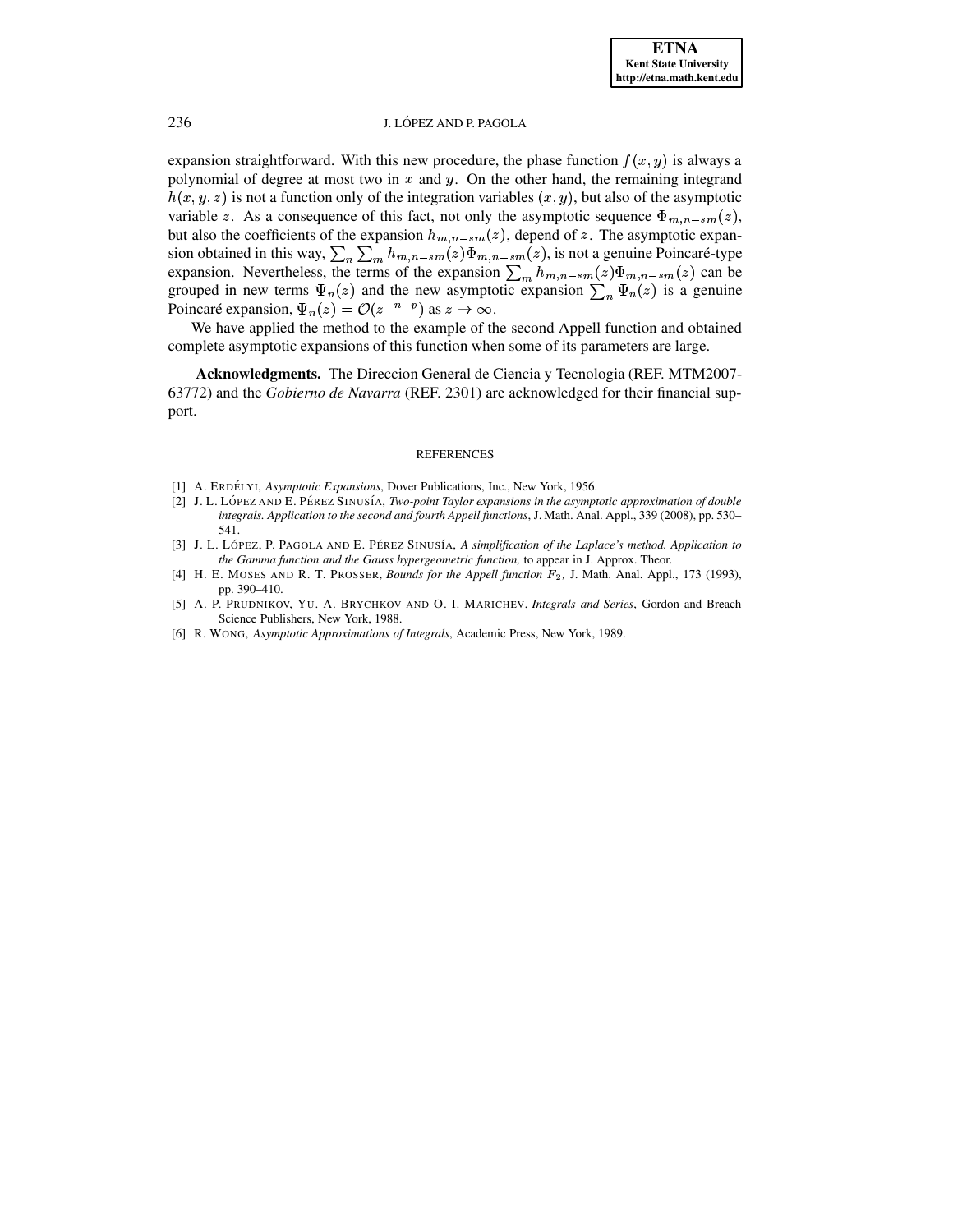expansion straightforward. With this new procedure, the phase function $f(x,y)$ is always a polynomial of degree at most two in $x$ and $y$. On the other hand, the remaining integrand $h(x,y,z)$ is not a function only of the integration variables $(x,y)$, but also of the asymptotic variable $z$. As a consequence of this fact, not only the asymptotic sequence $\Phi_{m,n-sm}(z)$, but also the coefficients of the expansion $h_{m,n-sm}(z)$, depend of $z$. The asymptotic expansion obtained in this way, $\sum_n \sum_m h_{m,n-sm}(z)\Phi_{m,n-sm}(z)$, is not a genuine Poincaré-type expansion. Nevertheless, the terms of the expansion $\sum_m h_{m,n-sm}(z)\Phi_{m,n-sm}(z)$ can be grouped in new terms $\Psi_n(z)$ and the new asymptotic expansion $\sum_n \Psi_n(z)$ is a genuine Poincaré expansion, $\Psi_n(z) = \mathcal{O}(z^{-n-p})$ as $z \to \infty$.

We have applied the method to the example of the second Appell function and obtained complete asymptotic expansions of this function when some of its parameters are large.

**Acknowledgments.** The Direccion General de Ciencia y Tecnologia (REF. MTM2007-63772) and the *Gobierno de Navarra* (REF. 2301) are acknowledged for their financial support.

## REFERENCES

[1] A. Erdélyi, *Asymptotic Expansions*, Dover Publications, Inc., New York, 1956.

[2] J. L. López and E. Pérez Sinusía, *Two-point Taylor expansions in the asymptotic approximation of double integrals. Application to the second and fourth Appell functions*, J. Math. Anal. Appl., 339 (2008), pp. 530–541.

[3] J. L. López, P. Pagola and E. Pérez Sinusía, *A simplification of the Laplace's method. Application to the Gamma function and the Gauss hypergeometric function,* to appear in J. Approx. Theor.

[4] H. E. Moses and R. T. Prosser, *Bounds for the Appell function $F_2$*, J. Math. Anal. Appl., 173 (1993), pp. 390–410.

[5] A. P. Prudnikov, Yu. A. Brychkov and O. I. Marichev, *Integrals and Series*, Gordon and Breach Science Publishers, New York, 1988.

[6] R. Wong, *Asymptotic Approximations of Integrals*, Academic Press, New York, 1989.